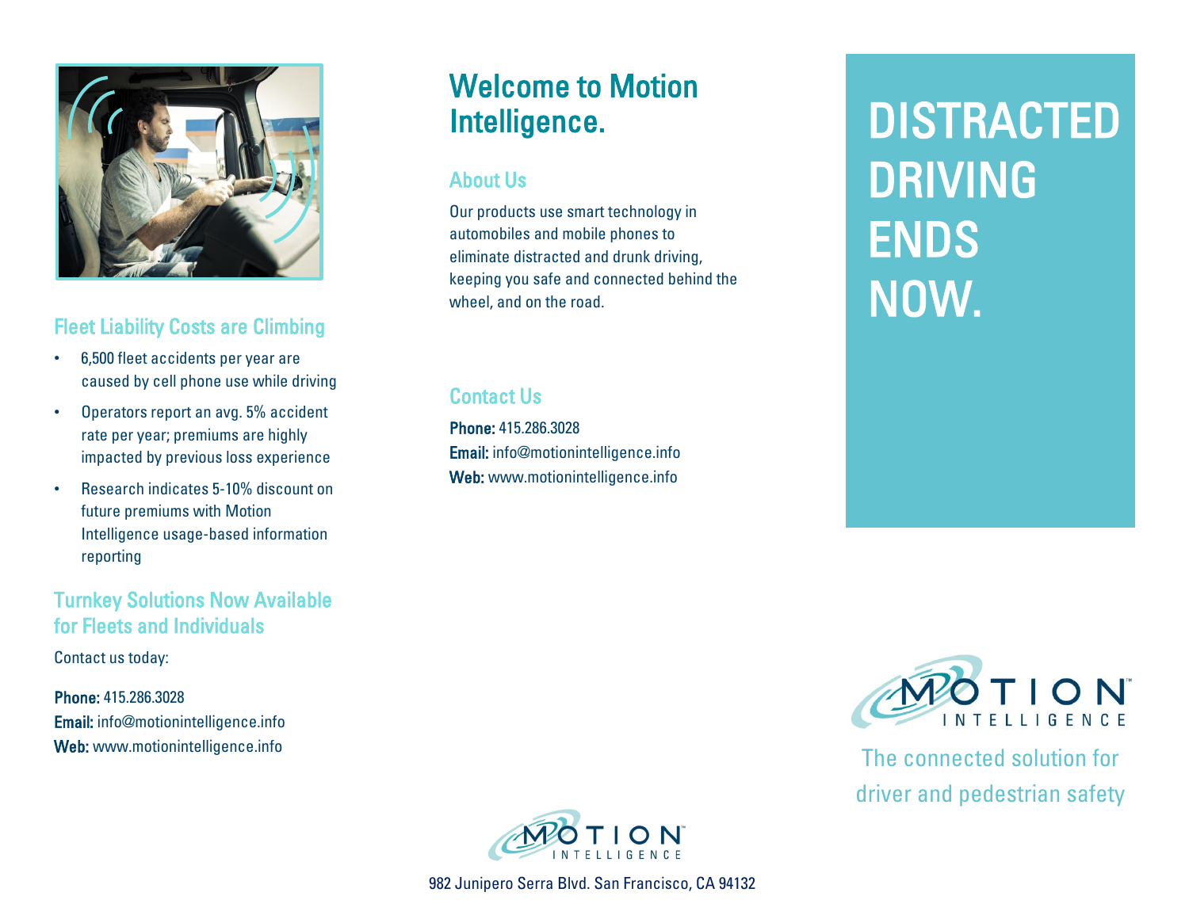## Fleet Liability Costs are Climbing

- 6,500 fleet accidents per year are caused by cell phone use while driving
- Operators report an avg. 5% accident rate per year; premiums are highly impacted by previous loss experience
- Research indicates 5-10% discount on future premiums with Motion Intelligence usage-based information reporting

## Turnkey Solutions Now Available for Fleets and Individuals

Contact us today:

**Phone:** 415.286.3028
**Email:** info@motionintelligence.info
**Web:** www.motionintelligence.info

# Welcome to Motion Intelligence.

## About Us

Our products use smart technology in automobiles and mobile phones to eliminate distracted and drunk driving, keeping you safe and connected behind the wheel, and on the road.

## Contact Us

**Phone:** 415.286.3028
**Email:** info@motionintelligence.info
**Web:** www.motionintelligence.info

MOTION INTELLIGENCE

982 Junipero Serra Blvd. San Francisco, CA 94132

# DISTRACTED DRIVING ENDS NOW.

MOTION™ INTELLIGENCE

The connected solution for driver and pedestrian safety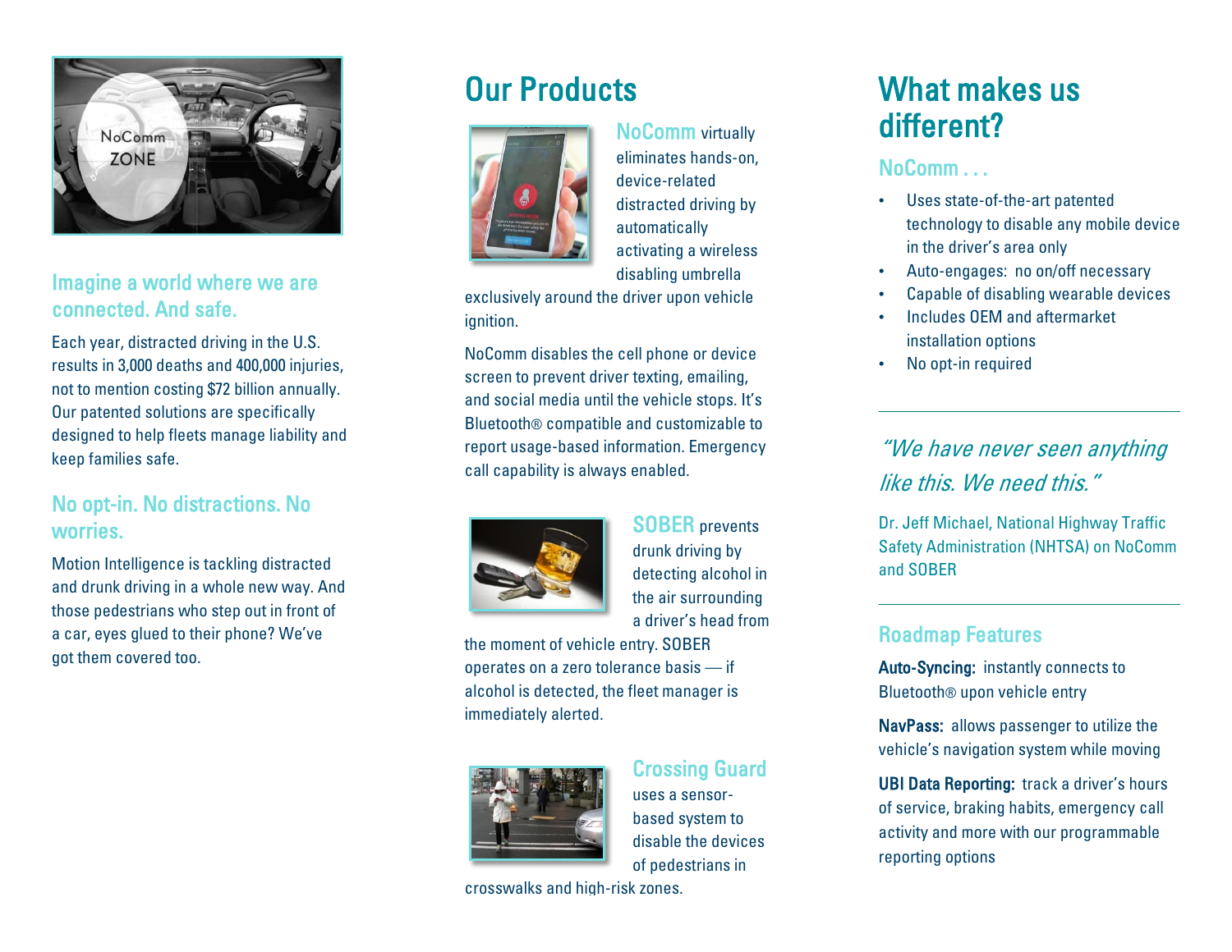### Imagine a world where we are connected. And safe.

Each year, distracted driving in the U.S. results in 3,000 deaths and 400,000 injuries, not to mention costing $72 billion annually. Our patented solutions are specifically designed to help fleets manage liability and keep families safe.

### No opt-in. No distractions. No worries.

Motion Intelligence is tackling distracted and drunk driving in a whole new way. And those pedestrians who step out in front of a car, eyes glued to their phone? We've got them covered too.

## Our Products

**NoComm** virtually eliminates hands-on, device-related distracted driving by automatically activating a wireless disabling umbrella exclusively around the driver upon vehicle ignition.

NoComm disables the cell phone or device screen to prevent driver texting, emailing, and social media until the vehicle stops. It's Bluetooth® compatible and customizable to report usage-based information. Emergency call capability is always enabled.

**SOBER** prevents drunk driving by detecting alcohol in the air surrounding a driver's head from the moment of vehicle entry. SOBER operates on a zero tolerance basis — if alcohol is detected, the fleet manager is immediately alerted.

**Crossing Guard** uses a sensor-based system to disable the devices of pedestrians in crosswalks and high-risk zones.

## What makes us different?

### NoComm . . .

- Uses state-of-the-art patented technology to disable any mobile device in the driver's area only
- Auto-engages: no on/off necessary
- Capable of disabling wearable devices
- Includes OEM and aftermarket installation options
- No opt-in required

---

*"We have never seen anything like this. We need this."*

Dr. Jeff Michael, National Highway Traffic Safety Administration (NHTSA) on NoComm and SOBER

---

### Roadmap Features

**Auto-Syncing:** instantly connects to Bluetooth® upon vehicle entry

**NavPass:** allows passenger to utilize the vehicle's navigation system while moving

**UBI Data Reporting:** track a driver's hours of service, braking habits, emergency call activity and more with our programmable reporting options